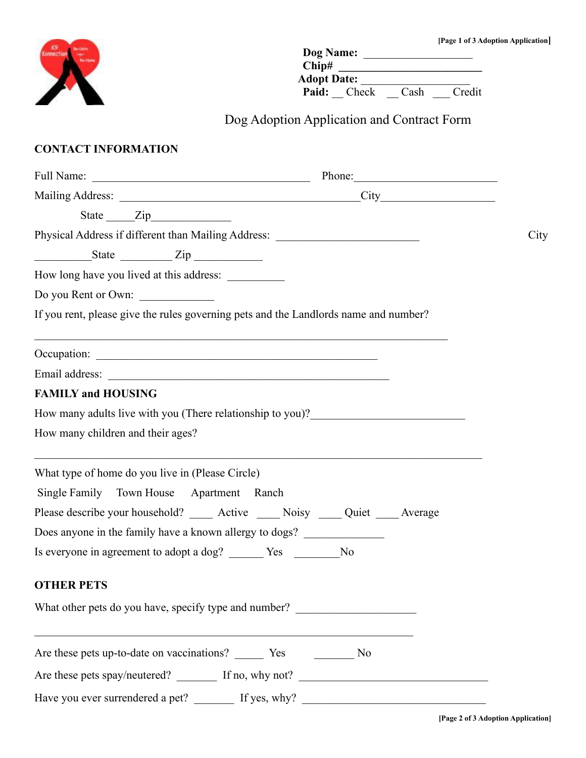**Dog Name:** ___________________
**Chip#** ________________________
**Adopt Date:** ___________________
**Paid:** __ Check __ Cash ___ Credit

# Dog Adoption Application and Contract Form

## CONTACT INFORMATION

Full Name: ________________________________________ Phone:_________________________

Mailing Address: ___________________________________________City___________________

State _____Zip______________

Physical Address if different than Mailing Address: _________________________ City

__________State _________ Zip ____________

How long have you lived at this address: __________

Do you Rent or Own: _____________

If you rent, please give the rules governing pets and the Landlords name and number?

___________________________________________________________________________

Occupation: ___________________________________________________

Email address: __________________________________________________

## FAMILY and HOUSING

How many adults live with you (There relationship to you)?___________________________

How many children and their ages?

___________________________________________________________________________

What type of home do you live in (Please Circle)

Single Family Town House Apartment Ranch

Please describe your household? ____ Active ____ Noisy ____ Quiet ____ Average

Does anyone in the family have a known allergy to dogs? ______________

Is everyone in agreement to adopt a dog? ______ Yes ________No

## OTHER PETS

What other pets do you have, specify type and number? _____________________

___________________________________________________________________

Are these pets up-to-date on vaccinations? _____ Yes _______ No

Are these pets spay/neutered? _______ If no, why not? _________________________________

Have you ever surrendered a pet? _______ If yes, why? _________________________________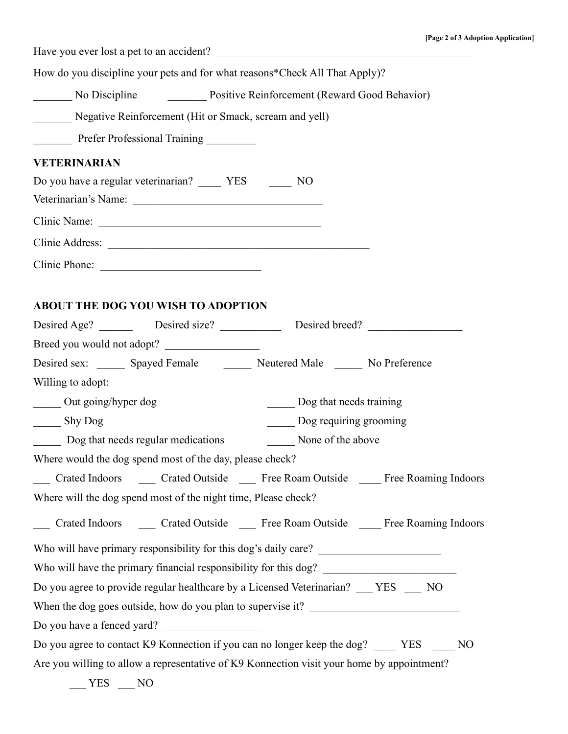Have you ever lost a pet to an accident? _______________________________________________

How do you discipline your pets and for what reasons*Check All That Apply)?

_______ No Discipline     _______ Positive Reinforcement (Reward Good Behavior)

_______ Negative Reinforcement (Hit or Smack, scream and yell)

_______ Prefer Professional Training _________

**VETERINARIAN**

Do you have a regular veterinarian? ____ YES     ____ NO

Veterinarian's Name: ___________________________________

Clinic Name: _________________________________________

Clinic Address: ________________________________________________

Clinic Phone: _____________________________

**ABOUT THE DOG YOU WISH TO ADOPTION**

Desired Age? ______   Desired size? ___________   Desired breed? _________________

Breed you would not adopt? _________________

Desired sex: _____ Spayed Female   _____ Neutered Male   _____ No Preference

Willing to adopt:

_____ Out going/hyper dog     _____ Dog that needs training

_____ Shy Dog     _____ Dog requiring grooming

_____ Dog that needs regular medications     _____ None of the above

Where would the dog spend most of the day, please check?

___ Crated Indoors   ___ Crated Outside   ___ Free Roam Outside   ____ Free Roaming Indoors

Where will the dog spend most of the night time, Please check?

___ Crated Indoors   ___ Crated Outside   ___ Free Roam Outside   ____ Free Roaming Indoors

Who will have primary responsibility for this dog's daily care? ______________________

Who will have the primary financial responsibility for this dog? ________________________

Do you agree to provide regular healthcare by a Licensed Veterinarian? ___ YES ___ NO

When the dog goes outside, how do you plan to supervise it? ___________________________

Do you have a fenced yard? __________________

Do you agree to contact K9 Konnection if you can no longer keep the dog? ____ YES ____ NO

Are you willing to allow a representative of K9 Konnection visit your home by appointment?

___ YES ___ NO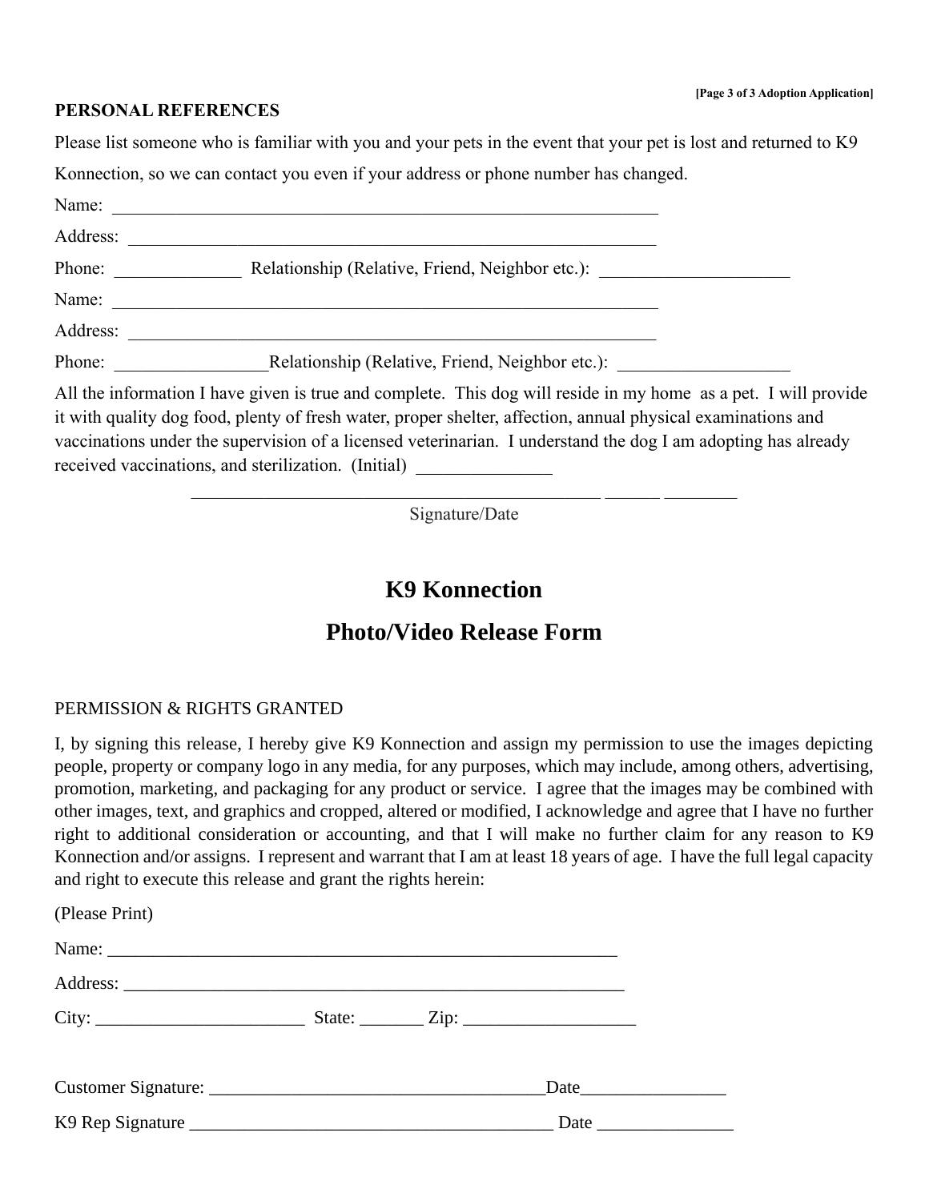**PERSONAL REFERENCES**

Please list someone who is familiar with you and your pets in the event that your pet is lost and returned to K9 Konnection, so we can contact you even if your address or phone number has changed.

Name: ________________________________________________________________

Address: ______________________________________________________________

Phone: ______________ Relationship (Relative, Friend, Neighbor etc.): _____________________

Name: ________________________________________________________________

Address: ______________________________________________________________

Phone: _________________Relationship (Relative, Friend, Neighbor etc.): ___________________

All the information I have given is true and complete. This dog will reside in my home as a pet. I will provide it with quality dog food, plenty of fresh water, proper shelter, affection, annual physical examinations and vaccinations under the supervision of a licensed veterinarian. I understand the dog I am adopting has already received vaccinations, and sterilization. (Initial) _______________

_______________________________________________ ______ ________

Signature/Date

# K9 Konnection

## Photo/Video Release Form

PERMISSION & RIGHTS GRANTED

I, by signing this release, I hereby give K9 Konnection and assign my permission to use the images depicting people, property or company logo in any media, for any purposes, which may include, among others, advertising, promotion, marketing, and packaging for any product or service. I agree that the images may be combined with other images, text, and graphics and cropped, altered or modified, I acknowledge and agree that I have no further right to additional consideration or accounting, and that I will make no further claim for any reason to K9 Konnection and/or assigns. I represent and warrant that I am at least 18 years of age. I have the full legal capacity and right to execute this release and grant the rights herein:

(Please Print)

Name: __________________________________________________________

Address: ________________________________________________________

City: _______________________ State: _______ Zip: ___________________

Customer Signature: _____________________________________Date________________

K9 Rep Signature _________________________________________ Date _______________